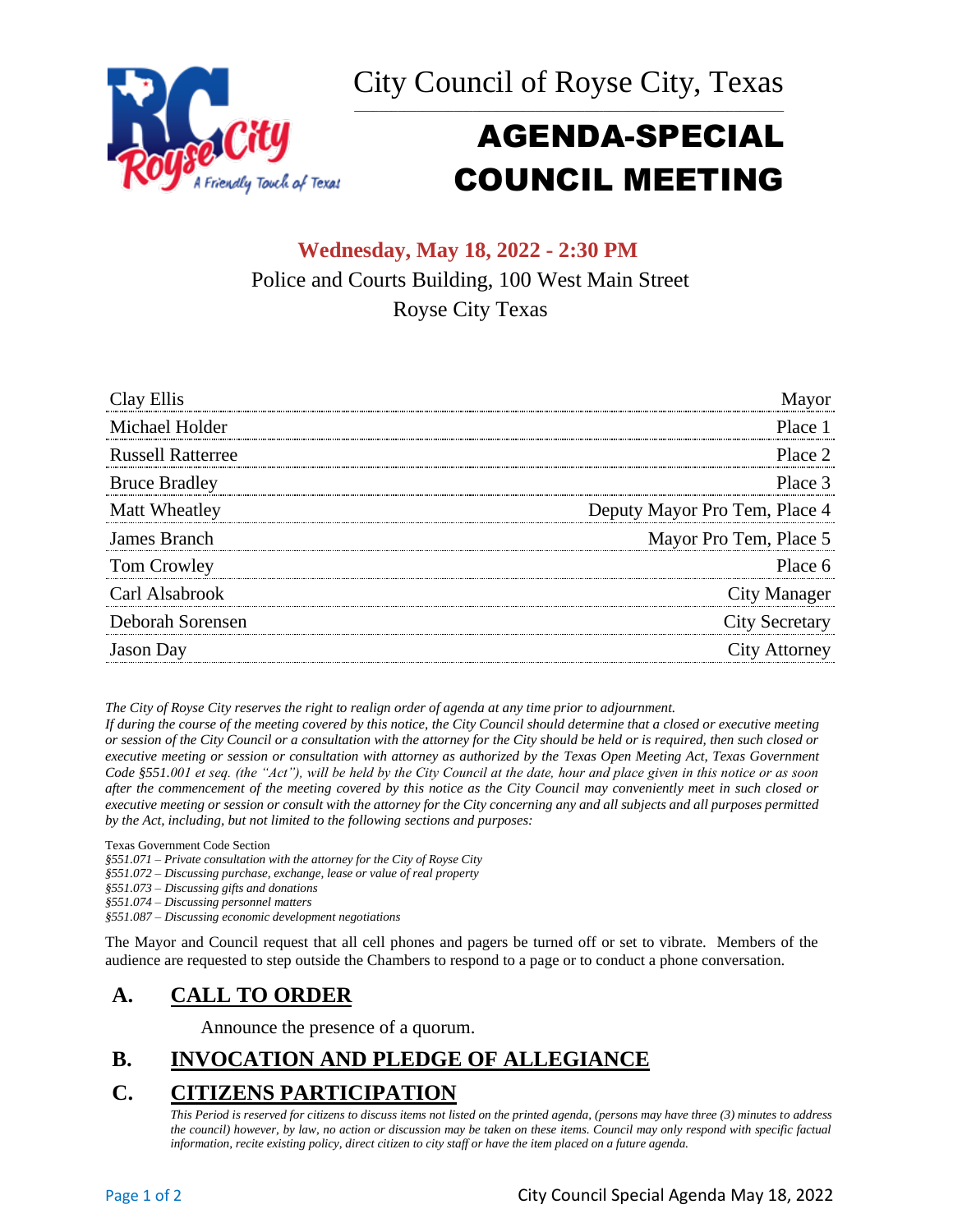City Council of Royse City, Texas

# AGENDA-SPECIAL COUNCIL MEETING

**Wednesday, May 18, 2022 - 2:30 PM**

Police and Courts Building, 100 West Main Street

Royse City Texas

| | |
|---|---|
| Clay Ellis | Mayor |
| Michael Holder | Place 1 |
| Russell Ratterree | Place 2 |
| Bruce Bradley | Place 3 |
| Matt Wheatley | Deputy Mayor Pro Tem, Place 4 |
| James Branch | Mayor Pro Tem, Place 5 |
| Tom Crowley | Place 6 |
| Carl Alsabrook | City Manager |
| Deborah Sorensen | City Secretary |
| Jason Day | City Attorney |

*The City of Royse City reserves the right to realign order of agenda at any time prior to adjournment.*
*If during the course of the meeting covered by this notice, the City Council should determine that a closed or executive meeting or session of the City Council or a consultation with the attorney for the City should be held or is required, then such closed or executive meeting or session or consultation with attorney as authorized by the Texas Open Meeting Act, Texas Government Code §551.001 et seq. (the "Act"), will be held by the City Council at the date, hour and place given in this notice or as soon after the commencement of the meeting covered by this notice as the City Council may conveniently meet in such closed or executive meeting or session or consult with the attorney for the City concerning any and all subjects and all purposes permitted by the Act, including, but not limited to the following sections and purposes:*

Texas Government Code Section
*§551.071 – Private consultation with the attorney for the City of Royse City*
*§551.072 – Discussing purchase, exchange, lease or value of real property*
*§551.073 – Discussing gifts and donations*
*§551.074 – Discussing personnel matters*
*§551.087 – Discussing economic development negotiations*

The Mayor and Council request that all cell phones and pagers be turned off or set to vibrate. Members of the audience are requested to step outside the Chambers to respond to a page or to conduct a phone conversation.

## A. CALL TO ORDER

Announce the presence of a quorum.

## B. INVOCATION AND PLEDGE OF ALLEGIANCE

## C. CITIZENS PARTICIPATION

*This Period is reserved for citizens to discuss items not listed on the printed agenda, (persons may have three (3) minutes to address the council) however, by law, no action or discussion may be taken on these items. Council may only respond with specific factual information, recite existing policy, direct citizen to city staff or have the item placed on a future agenda.*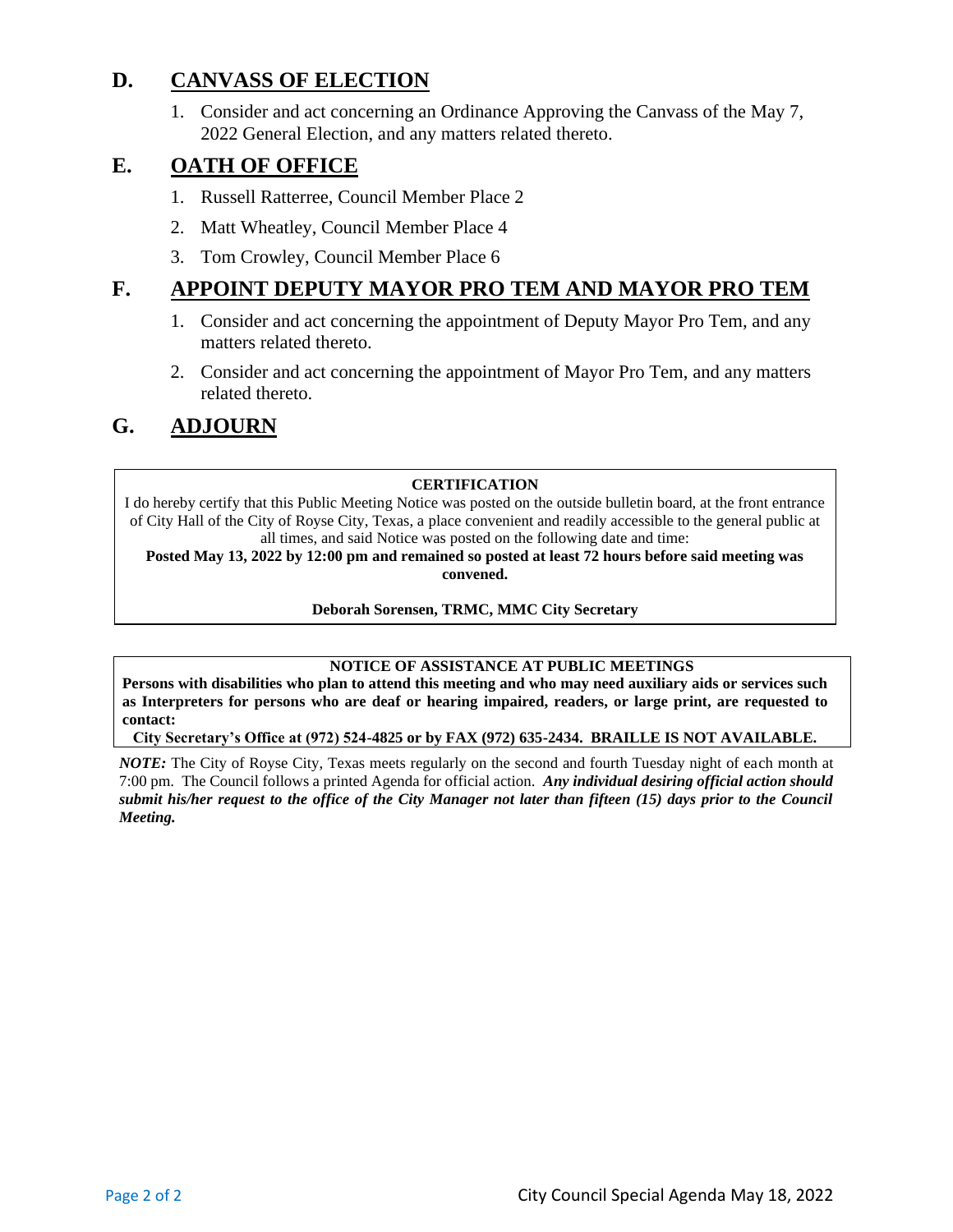## D. CANVASS OF ELECTION

1. Consider and act concerning an Ordinance Approving the Canvass of the May 7, 2022 General Election, and any matters related thereto.

## E. OATH OF OFFICE

1. Russell Ratterree, Council Member Place 2
2. Matt Wheatley, Council Member Place 4
3. Tom Crowley, Council Member Place 6

## F. APPOINT DEPUTY MAYOR PRO TEM AND MAYOR PRO TEM

1. Consider and act concerning the appointment of Deputy Mayor Pro Tem, and any matters related thereto.
2. Consider and act concerning the appointment of Mayor Pro Tem, and any matters related thereto.

## G. ADJOURN

**CERTIFICATION**

I do hereby certify that this Public Meeting Notice was posted on the outside bulletin board, at the front entrance of City Hall of the City of Royse City, Texas, a place convenient and readily accessible to the general public at all times, and said Notice was posted on the following date and time:

**Posted May 13, 2022 by 12:00 pm and remained so posted at least 72 hours before said meeting was convened.**

**Deborah Sorensen, TRMC, MMC City Secretary**

**NOTICE OF ASSISTANCE AT PUBLIC MEETINGS**

**Persons with disabilities who plan to attend this meeting and who may need auxiliary aids or services such as Interpreters for persons who are deaf or hearing impaired, readers, or large print, are requested to contact:**

**City Secretary's Office at (972) 524-4825 or by FAX (972) 635-2434. BRAILLE IS NOT AVAILABLE.**

***NOTE:*** The City of Royse City, Texas meets regularly on the second and fourth Tuesday night of each month at 7:00 pm. The Council follows a printed Agenda for official action. ***Any individual desiring official action should submit his/her request to the office of the City Manager not later than fifteen (15) days prior to the Council Meeting.***